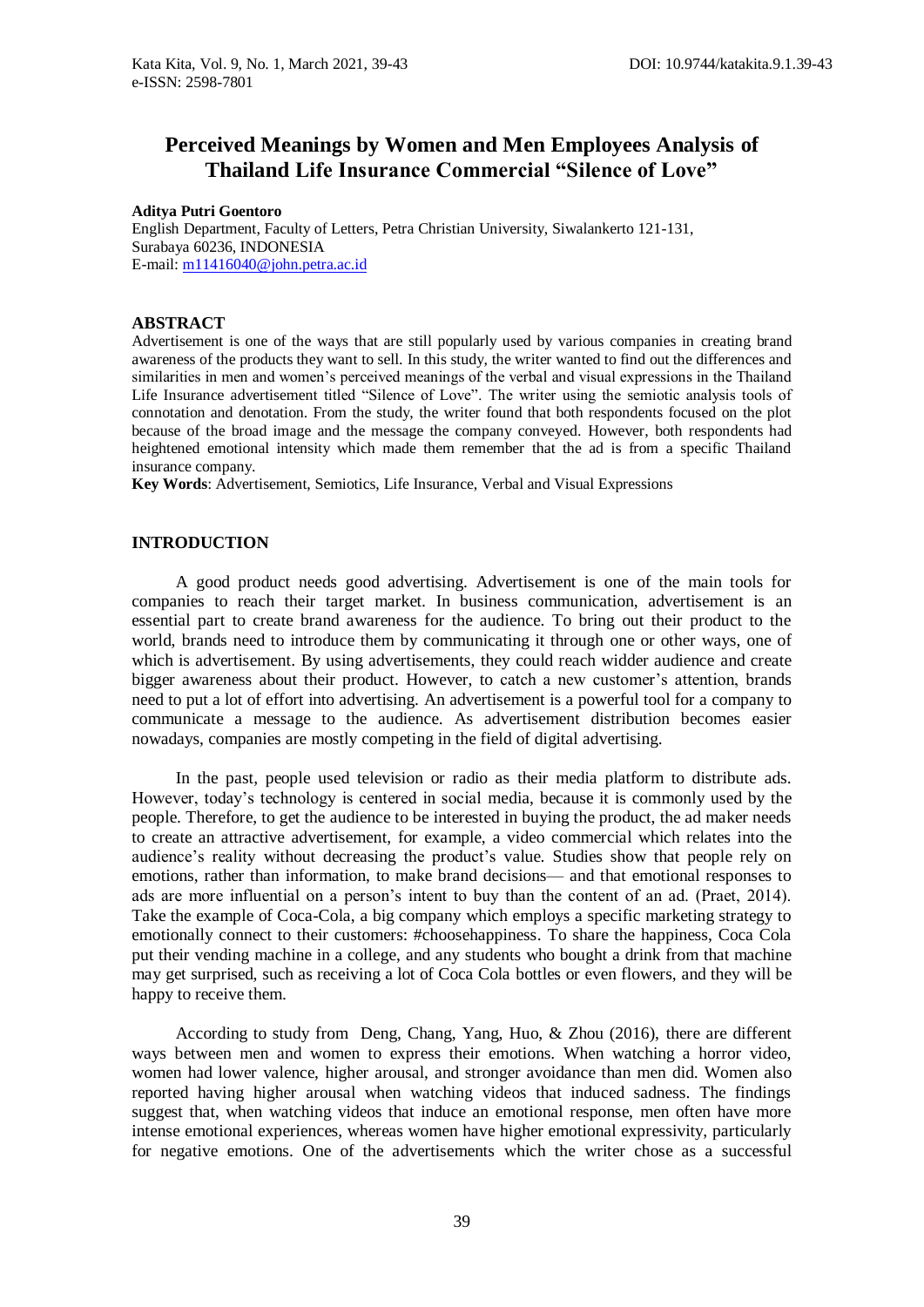# Perceived Meanings by Women and Men Employees Analysis of Thailand Life Insurance Commercial "Silence of Love"

**Aditya Putri Goentoro**

English Department, Faculty of Letters, Petra Christian University, Siwalankerto 121-131, Surabaya 60236, INDONESIA

E-mail: m11416040@john.petra.ac.id

## ABSTRACT

Advertisement is one of the ways that are still popularly used by various companies in creating brand awareness of the products they want to sell. In this study, the writer wanted to find out the differences and similarities in men and women's perceived meanings of the verbal and visual expressions in the Thailand Life Insurance advertisement titled "Silence of Love". The writer using the semiotic analysis tools of connotation and denotation. From the study, the writer found that both respondents focused on the plot because of the broad image and the message the company conveyed. However, both respondents had heightened emotional intensity which made them remember that the ad is from a specific Thailand insurance company.

**Key Words**: Advertisement, Semiotics, Life Insurance, Verbal and Visual Expressions

## INTRODUCTION

A good product needs good advertising. Advertisement is one of the main tools for companies to reach their target market. In business communication, advertisement is an essential part to create brand awareness for the audience. To bring out their product to the world, brands need to introduce them by communicating it through one or other ways, one of which is advertisement. By using advertisements, they could reach widder audience and create bigger awareness about their product. However, to catch a new customer's attention, brands need to put a lot of effort into advertising. An advertisement is a powerful tool for a company to communicate a message to the audience. As advertisement distribution becomes easier nowadays, companies are mostly competing in the field of digital advertising.

In the past, people used television or radio as their media platform to distribute ads. However, today's technology is centered in social media, because it is commonly used by the people. Therefore, to get the audience to be interested in buying the product, the ad maker needs to create an attractive advertisement, for example, a video commercial which relates into the audience's reality without decreasing the product's value. Studies show that people rely on emotions, rather than information, to make brand decisions— and that emotional responses to ads are more influential on a person's intent to buy than the content of an ad. (Praet, 2014). Take the example of Coca-Cola, a big company which employs a specific marketing strategy to emotionally connect to their customers: #choosehappiness. To share the happiness, Coca Cola put their vending machine in a college, and any students who bought a drink from that machine may get surprised, such as receiving a lot of Coca Cola bottles or even flowers, and they will be happy to receive them.

According to study from Deng, Chang, Yang, Huo, & Zhou (2016), there are different ways between men and women to express their emotions. When watching a horror video, women had lower valence, higher arousal, and stronger avoidance than men did. Women also reported having higher arousal when watching videos that induced sadness. The findings suggest that, when watching videos that induce an emotional response, men often have more intense emotional experiences, whereas women have higher emotional expressivity, particularly for negative emotions. One of the advertisements which the writer chose as a successful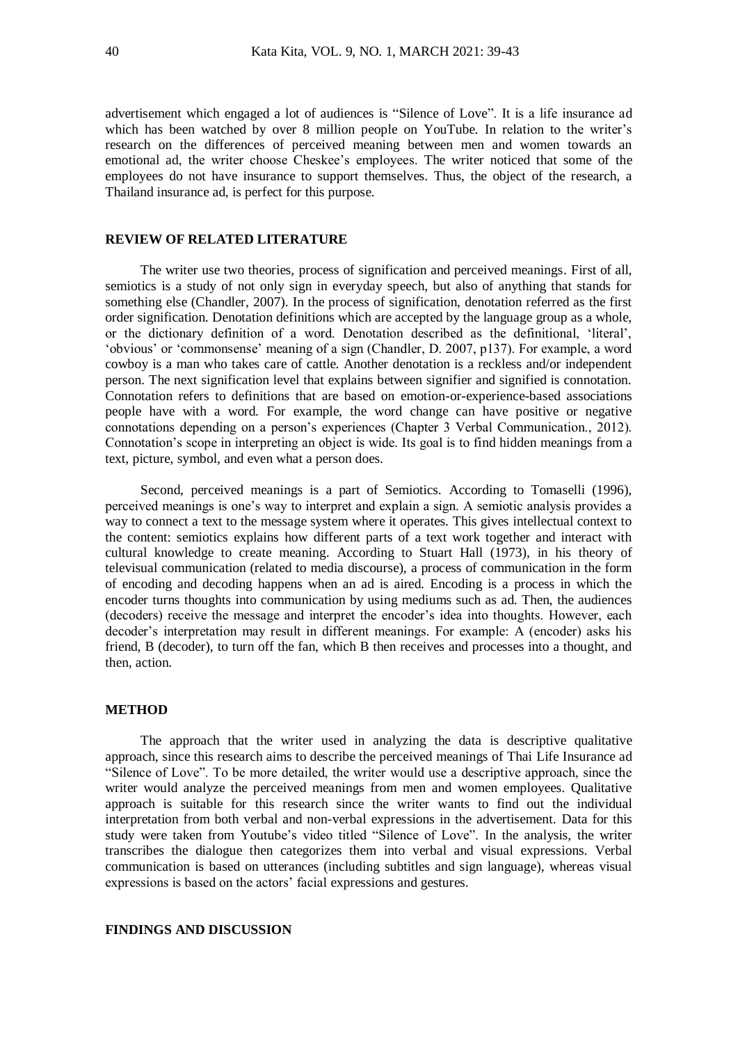advertisement which engaged a lot of audiences is "Silence of Love". It is a life insurance ad which has been watched by over 8 million people on YouTube. In relation to the writer's research on the differences of perceived meaning between men and women towards an emotional ad, the writer choose Cheskee's employees. The writer noticed that some of the employees do not have insurance to support themselves. Thus, the object of the research, a Thailand insurance ad, is perfect for this purpose.

## REVIEW OF RELATED LITERATURE

The writer use two theories, process of signification and perceived meanings. First of all, semiotics is a study of not only sign in everyday speech, but also of anything that stands for something else (Chandler, 2007). In the process of signification, denotation referred as the first order signification. Denotation definitions which are accepted by the language group as a whole, or the dictionary definition of a word. Denotation described as the definitional, 'literal', 'obvious' or 'commonsense' meaning of a sign (Chandler, D. 2007, p137). For example, a word cowboy is a man who takes care of cattle. Another denotation is a reckless and/or independent person. The next signification level that explains between signifier and signified is connotation. Connotation refers to definitions that are based on emotion-or-experience-based associations people have with a word. For example, the word change can have positive or negative connotations depending on a person's experiences (Chapter 3 Verbal Communication., 2012). Connotation's scope in interpreting an object is wide. Its goal is to find hidden meanings from a text, picture, symbol, and even what a person does.

Second, perceived meanings is a part of Semiotics. According to Tomaselli (1996), perceived meanings is one's way to interpret and explain a sign. A semiotic analysis provides a way to connect a text to the message system where it operates. This gives intellectual context to the content: semiotics explains how different parts of a text work together and interact with cultural knowledge to create meaning. According to Stuart Hall (1973), in his theory of televisual communication (related to media discourse), a process of communication in the form of encoding and decoding happens when an ad is aired. Encoding is a process in which the encoder turns thoughts into communication by using mediums such as ad. Then, the audiences (decoders) receive the message and interpret the encoder's idea into thoughts. However, each decoder's interpretation may result in different meanings. For example: A (encoder) asks his friend, B (decoder), to turn off the fan, which B then receives and processes into a thought, and then, action.

## METHOD

The approach that the writer used in analyzing the data is descriptive qualitative approach, since this research aims to describe the perceived meanings of Thai Life Insurance ad "Silence of Love". To be more detailed, the writer would use a descriptive approach, since the writer would analyze the perceived meanings from men and women employees. Qualitative approach is suitable for this research since the writer wants to find out the individual interpretation from both verbal and non-verbal expressions in the advertisement. Data for this study were taken from Youtube's video titled "Silence of Love". In the analysis, the writer transcribes the dialogue then categorizes them into verbal and visual expressions. Verbal communication is based on utterances (including subtitles and sign language), whereas visual expressions is based on the actors' facial expressions and gestures.

## FINDINGS AND DISCUSSION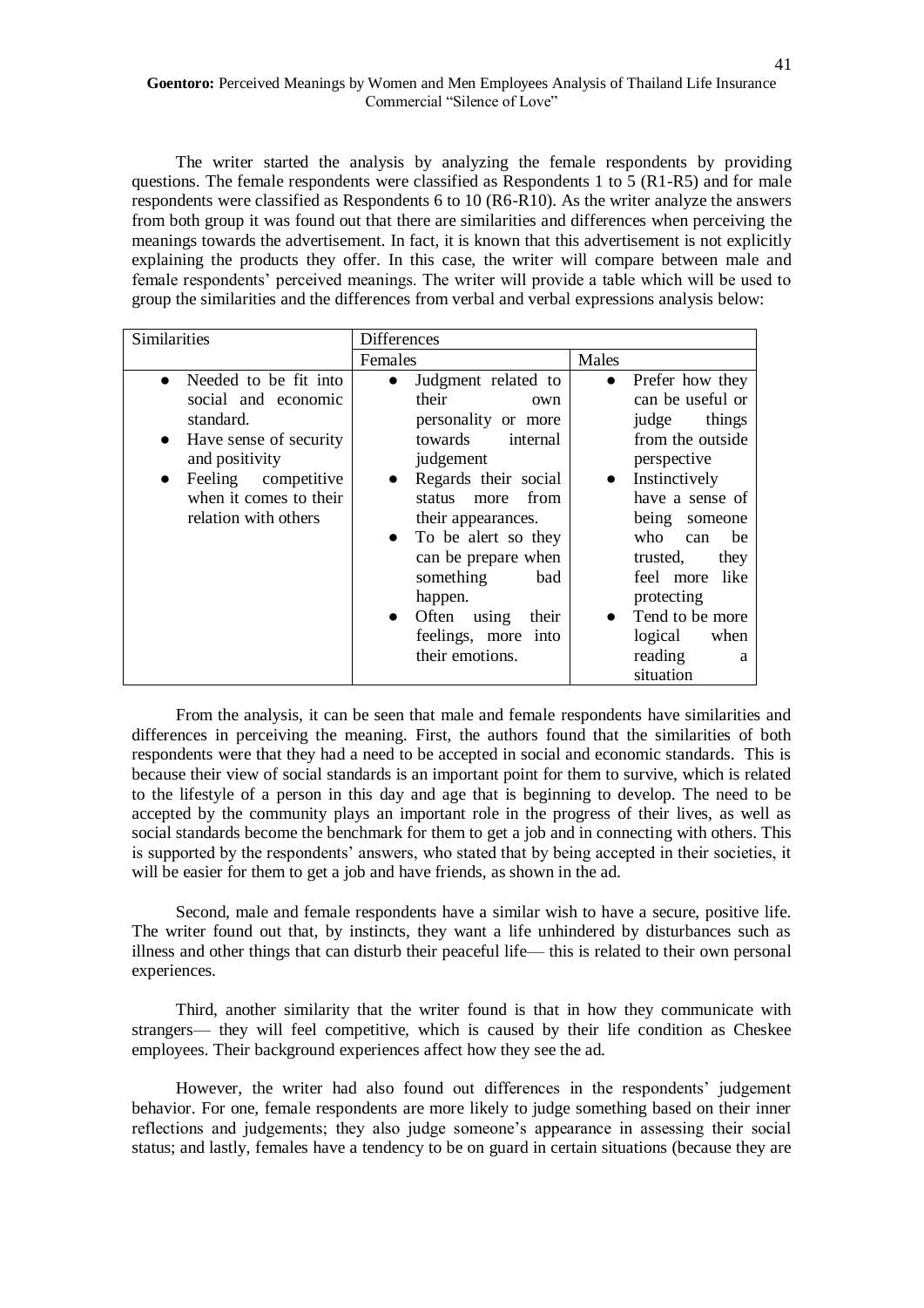The writer started the analysis by analyzing the female respondents by providing questions. The female respondents were classified as Respondents 1 to 5 (R1-R5) and for male respondents were classified as Respondents 6 to 10 (R6-R10). As the writer analyze the answers from both group it was found out that there are similarities and differences when perceiving the meanings towards the advertisement. In fact, it is known that this advertisement is not explicitly explaining the products they offer. In this case, the writer will compare between male and female respondents' perceived meanings. The writer will provide a table which will be used to group the similarities and the differences from verbal and verbal expressions analysis below:

| Similarities | Differences | |
|---|---|---|
| | Females | Males |
| • Needed to be fit into social and economic standard.<br>• Have sense of security and positivity<br>• Feeling competitive when it comes to their relation with others | • Judgment related to their own personality or more towards internal judgement<br>• Regards their social status more from their appearances.<br>• To be alert so they can be prepare when something bad happen.<br>• Often using their feelings, more into their emotions. | • Prefer how they can be useful or judge things from the outside perspective<br>• Instinctively have a sense of being someone who can be trusted, they feel more like protecting<br>• Tend to be more logical when reading a situation |

From the analysis, it can be seen that male and female respondents have similarities and differences in perceiving the meaning. First, the authors found that the similarities of both respondents were that they had a need to be accepted in social and economic standards. This is because their view of social standards is an important point for them to survive, which is related to the lifestyle of a person in this day and age that is beginning to develop. The need to be accepted by the community plays an important role in the progress of their lives, as well as social standards become the benchmark for them to get a job and in connecting with others. This is supported by the respondents' answers, who stated that by being accepted in their societies, it will be easier for them to get a job and have friends, as shown in the ad.

Second, male and female respondents have a similar wish to have a secure, positive life. The writer found out that, by instincts, they want a life unhindered by disturbances such as illness and other things that can disturb their peaceful life— this is related to their own personal experiences.

Third, another similarity that the writer found is that in how they communicate with strangers— they will feel competitive, which is caused by their life condition as Cheskee employees. Their background experiences affect how they see the ad.

However, the writer had also found out differences in the respondents' judgement behavior. For one, female respondents are more likely to judge something based on their inner reflections and judgements; they also judge someone's appearance in assessing their social status; and lastly, females have a tendency to be on guard in certain situations (because they are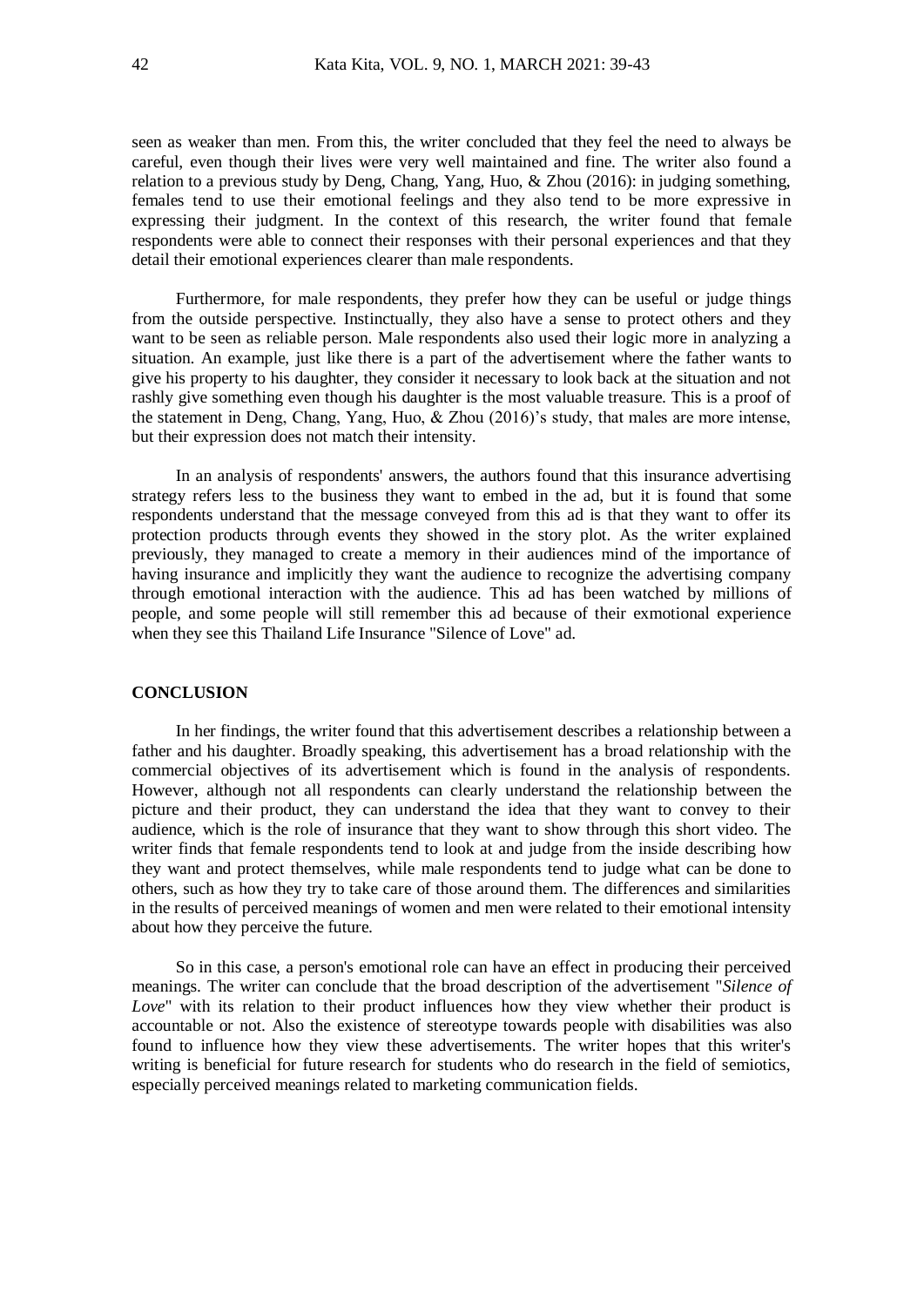seen as weaker than men. From this, the writer concluded that they feel the need to always be careful, even though their lives were very well maintained and fine. The writer also found a relation to a previous study by Deng, Chang, Yang, Huo, & Zhou (2016): in judging something, females tend to use their emotional feelings and they also tend to be more expressive in expressing their judgment. In the context of this research, the writer found that female respondents were able to connect their responses with their personal experiences and that they detail their emotional experiences clearer than male respondents.

Furthermore, for male respondents, they prefer how they can be useful or judge things from the outside perspective. Instinctually, they also have a sense to protect others and they want to be seen as reliable person. Male respondents also used their logic more in analyzing a situation. An example, just like there is a part of the advertisement where the father wants to give his property to his daughter, they consider it necessary to look back at the situation and not rashly give something even though his daughter is the most valuable treasure. This is a proof of the statement in Deng, Chang, Yang, Huo, & Zhou (2016)'s study, that males are more intense, but their expression does not match their intensity.

In an analysis of respondents' answers, the authors found that this insurance advertising strategy refers less to the business they want to embed in the ad, but it is found that some respondents understand that the message conveyed from this ad is that they want to offer its protection products through events they showed in the story plot. As the writer explained previously, they managed to create a memory in their audiences mind of the importance of having insurance and implicitly they want the audience to recognize the advertising company through emotional interaction with the audience. This ad has been watched by millions of people, and some people will still remember this ad because of their exmotional experience when they see this Thailand Life Insurance "Silence of Love" ad.

## CONCLUSION

In her findings, the writer found that this advertisement describes a relationship between a father and his daughter. Broadly speaking, this advertisement has a broad relationship with the commercial objectives of its advertisement which is found in the analysis of respondents. However, although not all respondents can clearly understand the relationship between the picture and their product, they can understand the idea that they want to convey to their audience, which is the role of insurance that they want to show through this short video. The writer finds that female respondents tend to look at and judge from the inside describing how they want and protect themselves, while male respondents tend to judge what can be done to others, such as how they try to take care of those around them. The differences and similarities in the results of perceived meanings of women and men were related to their emotional intensity about how they perceive the future.

So in this case, a person's emotional role can have an effect in producing their perceived meanings. The writer can conclude that the broad description of the advertisement "*Silence of Love*" with its relation to their product influences how they view whether their product is accountable or not. Also the existence of stereotype towards people with disabilities was also found to influence how they view these advertisements. The writer hopes that this writer's writing is beneficial for future research for students who do research in the field of semiotics, especially perceived meanings related to marketing communication fields.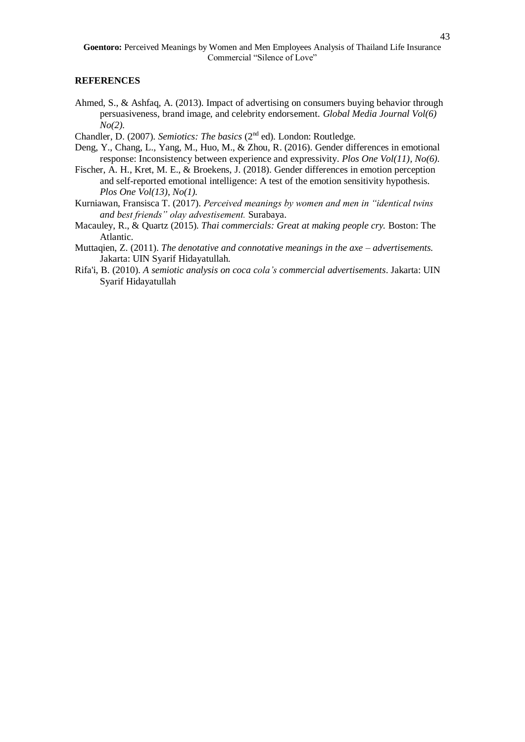## REFERENCES

Ahmed, S., & Ashfaq, A. (2013). Impact of advertising on consumers buying behavior through persuasiveness, brand image, and celebrity endorsement. *Global Media Journal Vol(6) No(2).*

Chandler, D. (2007). *Semiotics: The basics* (2nd ed). London: Routledge.

Deng, Y., Chang, L., Yang, M., Huo, M., & Zhou, R. (2016). Gender differences in emotional response: Inconsistency between experience and expressivity. *Plos One Vol(11), No(6).*

Fischer, A. H., Kret, M. E., & Broekens, J. (2018). Gender differences in emotion perception and self-reported emotional intelligence: A test of the emotion sensitivity hypothesis. *Plos One Vol(13), No(1).*

Kurniawan, Fransisca T. (2017). *Perceived meanings by women and men in "identical twins and best friends" olay advestisement.* Surabaya.

Macauley, R., & Quartz (2015). *Thai commercials: Great at making people cry.* Boston: The Atlantic.

Muttaqien, Z. (2011). *The denotative and connotative meanings in the axe – advertisements.* Jakarta: UIN Syarif Hidayatullah.

Rifa'i, B. (2010). *A semiotic analysis on coca cola's commercial advertisements*. Jakarta: UIN Syarif Hidayatullah